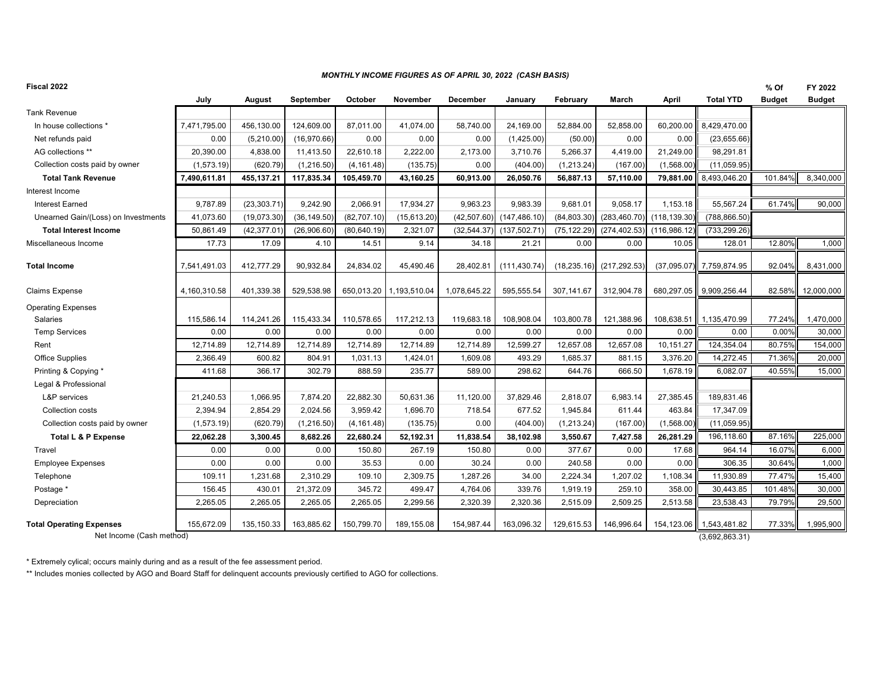*MONTHLY INCOME FIGURES AS OF APRIL 30, 2022 (CASH BASIS)*

| Fiscal 2022 | July | August | September | October | November | December | January | February | March | April | Total YTD | % Of Budget | FY 2022 Budget |
|---|---|---|---|---|---|---|---|---|---|---|---|---|---|
| Tank Revenue | | | | | | | | | | | | | |
| In house collections * | 7,471,795.00 | 456,130.00 | 124,609.00 | 87,011.00 | 41,074.00 | 58,740.00 | 24,169.00 | 52,884.00 | 52,858.00 | 60,200.00 | 8,429,470.00 | | |
| Net refunds paid | 0.00 | (5,210.00) | (16,970.66) | 0.00 | 0.00 | 0.00 | (1,425.00) | (50.00) | 0.00 | 0.00 | (23,655.66) | | |
| AG collections ** | 20,390.00 | 4,838.00 | 11,413.50 | 22,610.18 | 2,222.00 | 2,173.00 | 3,710.76 | 5,266.37 | 4,419.00 | 21,249.00 | 98,291.81 | | |
| Collection costs paid by owner | (1,573.19) | (620.79) | (1,216.50) | (4,161.48) | (135.75) | 0.00 | (404.00) | (1,213.24) | (167.00) | (1,568.00) | (11,059.95) | | |
| **Total Tank Revenue** | **7,490,611.81** | **455,137.21** | **117,835.34** | **105,459.70** | **43,160.25** | **60,913.00** | **26,050.76** | **56,887.13** | **57,110.00** | **79,881.00** | 8,493,046.20 | 101.84% | 8,340,000 |
| Interest Income | | | | | | | | | | | | | |
| Interest Earned | 9,787.89 | (23,303.71) | 9,242.90 | 2,066.91 | 17,934.27 | 9,963.23 | 9,983.39 | 9,681.01 | 9,058.17 | 1,153.18 | 55,567.24 | 61.74% | 90,000 |
| Unearned Gain/(Loss) on Investments | 41,073.60 | (19,073.30) | (36,149.50) | (82,707.10) | (15,613.20) | (42,507.60) | (147,486.10) | (84,803.30) | (283,460.70) | (118,139.30) | (788,866.50) | | |
| **Total Interest Income** | 50,861.49 | (42,377.01) | (26,906.60) | (80,640.19) | 2,321.07 | (32,544.37) | (137,502.71) | (75,122.29) | (274,402.53) | (116,986.12) | (733,299.26) | | |
| Miscellaneous Income | 17.73 | 17.09 | 4.10 | 14.51 | 9.14 | 34.18 | 21.21 | 0.00 | 0.00 | 10.05 | 128.01 | 12.80% | 1,000 |
| **Total Income** | 7,541,491.03 | 412,777.29 | 90,932.84 | 24,834.02 | 45,490.46 | 28,402.81 | (111,430.74) | (18,235.16) | (217,292.53) | (37,095.07) | 7,759,874.95 | 92.04% | 8,431,000 |
| Claims Expense | 4,160,310.58 | 401,339.38 | 529,538.98 | 650,013.20 | 1,193,510.04 | 1,078,645.22 | 595,555.54 | 307,141.67 | 312,904.78 | 680,297.05 | 9,909,256.44 | 82.58% | 12,000,000 |
| Operating Expenses | | | | | | | | | | | | | |
| Salaries | 115,586.14 | 114,241.26 | 115,433.34 | 110,578.65 | 117,212.13 | 119,683.18 | 108,908.04 | 103,800.78 | 121,388.96 | 108,638.51 | 1,135,470.99 | 77.24% | 1,470,000 |
| Temp Services | 0.00 | 0.00 | 0.00 | 0.00 | 0.00 | 0.00 | 0.00 | 0.00 | 0.00 | 0.00 | 0.00 | 0.00% | 30,000 |
| Rent | 12,714.89 | 12,714.89 | 12,714.89 | 12,714.89 | 12,714.89 | 12,714.89 | 12,599.27 | 12,657.08 | 12,657.08 | 10,151.27 | 124,354.04 | 80.75% | 154,000 |
| Office Supplies | 2,366.49 | 600.82 | 804.91 | 1,031.13 | 1,424.01 | 1,609.08 | 493.29 | 1,685.37 | 881.15 | 3,376.20 | 14,272.45 | 71.36% | 20,000 |
| Printing & Copying * | 411.68 | 366.17 | 302.79 | 888.59 | 235.77 | 589.00 | 298.62 | 644.76 | 666.50 | 1,678.19 | 6,082.07 | 40.55% | 15,000 |
| Legal & Professional | | | | | | | | | | | | | |
| L&P services | 21,240.53 | 1,066.95 | 7,874.20 | 22,882.30 | 50,631.36 | 11,120.00 | 37,829.46 | 2,818.07 | 6,983.14 | 27,385.45 | 189,831.46 | | |
| Collection costs | 2,394.94 | 2,854.29 | 2,024.56 | 3,959.42 | 1,696.70 | 718.54 | 677.52 | 1,945.84 | 611.44 | 463.84 | 17,347.09 | | |
| Collection costs paid by owner | (1,573.19) | (620.79) | (1,216.50) | (4,161.48) | (135.75) | 0.00 | (404.00) | (1,213.24) | (167.00) | (1,568.00) | (11,059.95) | | |
| **Total L & P Expense** | **22,062.28** | **3,300.45** | **8,682.26** | **22,680.24** | **52,192.31** | **11,838.54** | **38,102.98** | **3,550.67** | **7,427.58** | **26,281.29** | 196,118.60 | 87.16% | 225,000 |
| Travel | 0.00 | 0.00 | 0.00 | 150.80 | 267.19 | 150.80 | 0.00 | 377.67 | 0.00 | 17.68 | 964.14 | 16.07% | 6,000 |
| Employee Expenses | 0.00 | 0.00 | 0.00 | 35.53 | 0.00 | 30.24 | 0.00 | 240.58 | 0.00 | 0.00 | 306.35 | 30.64% | 1,000 |
| Telephone | 109.11 | 1,231.68 | 2,310.29 | 109.10 | 2,309.75 | 1,287.26 | 34.00 | 2,224.34 | 1,207.02 | 1,108.34 | 11,930.89 | 77.47% | 15,400 |
| Postage * | 156.45 | 430.01 | 21,372.09 | 345.72 | 499.47 | 4,764.06 | 339.76 | 1,919.19 | 259.10 | 358.00 | 30,443.85 | 101.48% | 30,000 |
| Depreciation | 2,265.05 | 2,265.05 | 2,265.05 | 2,265.05 | 2,299.56 | 2,320.39 | 2,320.36 | 2,515.09 | 2,509.25 | 2,513.58 | 23,538.43 | 79.79% | 29,500 |
| **Total Operating Expenses** | 155,672.09 | 135,150.33 | 163,885.62 | 150,799.70 | 189,155.08 | 154,987.44 | 163,096.32 | 129,615.53 | 146,996.64 | 154,123.06 | 1,543,481.82 | 77.33% | 1,995,900 |
| Net Income (Cash method) | | | | | | | | | | | (3,692,863.31) | | |

\* Extremely cylical; occurs mainly during and as a result of the fee assessment period.

\*\* Includes monies collected by AGO and Board Staff for delinquent accounts previously certified to AGO for collections.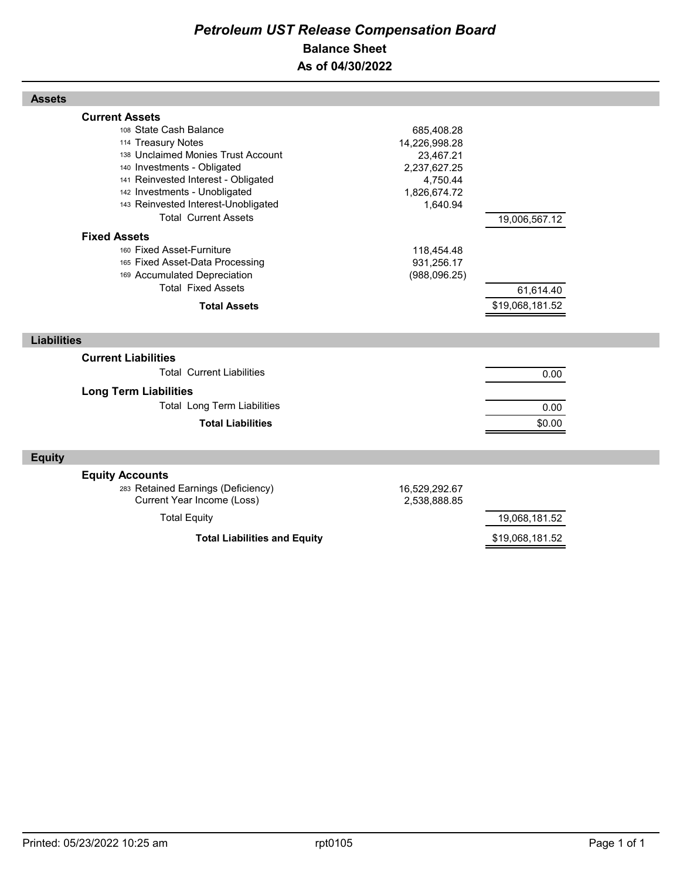# *Petroleum UST Release Compensation Board*

## Balance Sheet

## As of 04/30/2022

| | | |
|---|---|---|
| **Assets** | | |
| **Current Assets** | | |
| 108 State Cash Balance | 685,408.28 | |
| 114 Treasury Notes | 14,226,998.28 | |
| 138 Unclaimed Monies Trust Account | 23,467.21 | |
| 140 Investments - Obligated | 2,237,627.25 | |
| 141 Reinvested Interest - Obligated | 4,750.44 | |
| 142 Investments - Unobligated | 1,826,674.72 | |
| 143 Reinvested Interest-Unobligated | 1,640.94 | |
| Total Current Assets | | 19,006,567.12 |
| **Fixed Assets** | | |
| 160 Fixed Asset-Furniture | 118,454.48 | |
| 165 Fixed Asset-Data Processing | 931,256.17 | |
| 169 Accumulated Depreciation | (988,096.25) | |
| Total Fixed Assets | | 61,614.40 |
| **Total Assets** | | $19,068,181.52 |
| **Liabilities** | | |
| **Current Liabilities** | | |
| Total Current Liabilities | | 0.00 |
| **Long Term Liabilities** | | |
| Total Long Term Liabilities | | 0.00 |
| **Total Liabilities** | | $0.00 |
| **Equity** | | |
| **Equity Accounts** | | |
| 283 Retained Earnings (Deficiency) | 16,529,292.67 | |
| Current Year Income (Loss) | 2,538,888.85 | |
| Total Equity | | 19,068,181.52 |
| **Total Liabilities and Equity** | | $19,068,181.52 |

Printed: 05/23/2022 10:25 am rpt0105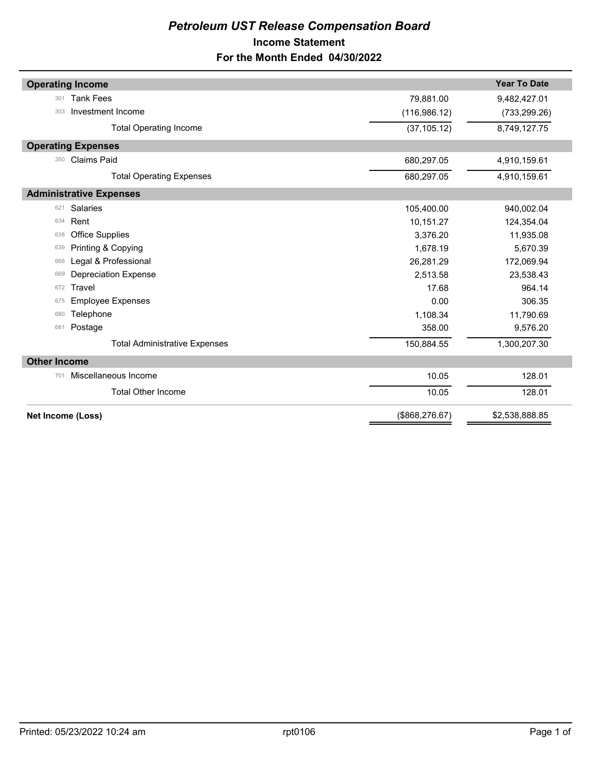# *Petroleum UST Release Compensation Board*

## Income Statement

## For the Month Ended 04/30/2022

| Account | Description | Current Month | Year To Date |
|---|---|---|---|
| **Operating Income** | | | |
| 301 | Tank Fees | 79,881.00 | 9,482,427.01 |
| 303 | Investment Income | (116,986.12) | (733,299.26) |
| | Total Operating Income | (37,105.12) | 8,749,127.75 |
| **Operating Expenses** | | | |
| 350 | Claims Paid | 680,297.05 | 4,910,159.61 |
| | Total Operating Expenses | 680,297.05 | 4,910,159.61 |
| **Administrative Expenses** | | | |
| 621 | Salaries | 105,400.00 | 940,002.04 |
| 634 | Rent | 10,151.27 | 124,354.04 |
| 638 | Office Supplies | 3,376.20 | 11,935.08 |
| 639 | Printing & Copying | 1,678.19 | 5,670.39 |
| 668 | Legal & Professional | 26,281.29 | 172,069.94 |
| 669 | Depreciation Expense | 2,513.58 | 23,538.43 |
| 672 | Travel | 17.68 | 964.14 |
| 675 | Employee Expenses | 0.00 | 306.35 |
| 680 | Telephone | 1,108.34 | 11,790.69 |
| 681 | Postage | 358.00 | 9,576.20 |
| | Total Administrative Expenses | 150,884.55 | 1,300,207.30 |
| **Other Income** | | | |
| 701 | Miscellaneous Income | 10.05 | 128.01 |
| | Total Other Income | 10.05 | 128.01 |
| **Net Income (Loss)** | | ($868,276.67) | $2,538,888.85 |

Printed: 05/23/2022 10:24 am rpt0106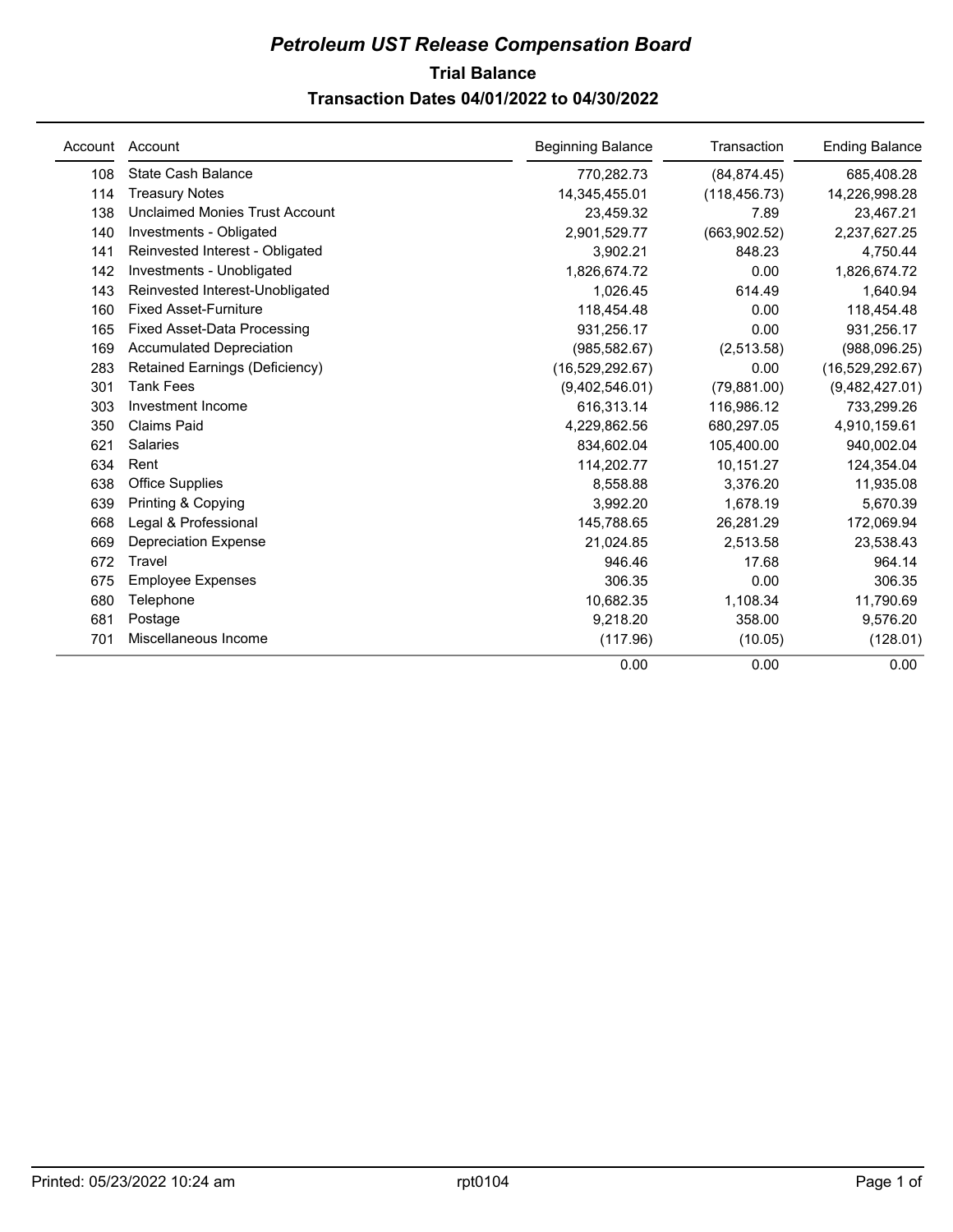# *Petroleum UST Release Compensation Board*

## Trial Balance

## Transaction Dates 04/01/2022 to 04/30/2022

| Account | Account | Beginning Balance | Transaction | Ending Balance |
|---|---|---|---|---|
| 108 | State Cash Balance | 770,282.73 | (84,874.45) | 685,408.28 |
| 114 | Treasury Notes | 14,345,455.01 | (118,456.73) | 14,226,998.28 |
| 138 | Unclaimed Monies Trust Account | 23,459.32 | 7.89 | 23,467.21 |
| 140 | Investments - Obligated | 2,901,529.77 | (663,902.52) | 2,237,627.25 |
| 141 | Reinvested Interest - Obligated | 3,902.21 | 848.23 | 4,750.44 |
| 142 | Investments - Unobligated | 1,826,674.72 | 0.00 | 1,826,674.72 |
| 143 | Reinvested Interest-Unobligated | 1,026.45 | 614.49 | 1,640.94 |
| 160 | Fixed Asset-Furniture | 118,454.48 | 0.00 | 118,454.48 |
| 165 | Fixed Asset-Data Processing | 931,256.17 | 0.00 | 931,256.17 |
| 169 | Accumulated Depreciation | (985,582.67) | (2,513.58) | (988,096.25) |
| 283 | Retained Earnings (Deficiency) | (16,529,292.67) | 0.00 | (16,529,292.67) |
| 301 | Tank Fees | (9,402,546.01) | (79,881.00) | (9,482,427.01) |
| 303 | Investment Income | 616,313.14 | 116,986.12 | 733,299.26 |
| 350 | Claims Paid | 4,229,862.56 | 680,297.05 | 4,910,159.61 |
| 621 | Salaries | 834,602.04 | 105,400.00 | 940,002.04 |
| 634 | Rent | 114,202.77 | 10,151.27 | 124,354.04 |
| 638 | Office Supplies | 8,558.88 | 3,376.20 | 11,935.08 |
| 639 | Printing & Copying | 3,992.20 | 1,678.19 | 5,670.39 |
| 668 | Legal & Professional | 145,788.65 | 26,281.29 | 172,069.94 |
| 669 | Depreciation Expense | 21,024.85 | 2,513.58 | 23,538.43 |
| 672 | Travel | 946.46 | 17.68 | 964.14 |
| 675 | Employee Expenses | 306.35 | 0.00 | 306.35 |
| 680 | Telephone | 10,682.35 | 1,108.34 | 11,790.69 |
| 681 | Postage | 9,218.20 | 358.00 | 9,576.20 |
| 701 | Miscellaneous Income | (117.96) | (10.05) | (128.01) |
| | | 0.00 | 0.00 | 0.00 |

Printed: 05/23/2022 10:24 am | rpt0104